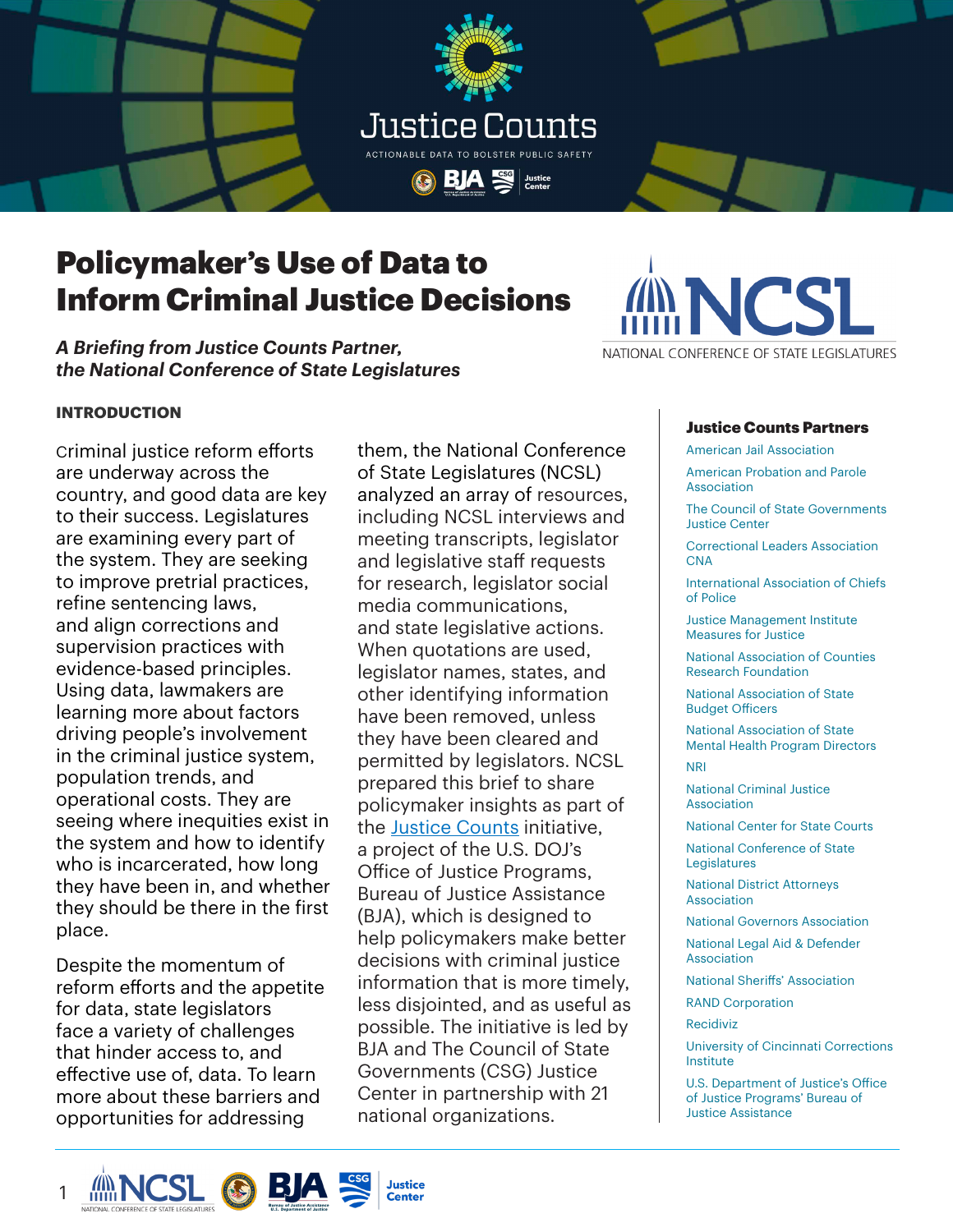# Justice Counts

ACTIONABLE DATA TO BOLSTER PUBLIC SAFETY

# Policymaker's Use of Data to Inform Criminal Justice Decisions

***A Briefing from Justice Counts Partner, the National Conference of State Legislatures***

NCSL
NATIONAL CONFERENCE OF STATE LEGISLATURES

## INTRODUCTION

Criminal justice reform efforts are underway across the country, and good data are key to their success. Legislatures are examining every part of the system. They are seeking to improve pretrial practices, refine sentencing laws, and align corrections and supervision practices with evidence-based principles. Using data, lawmakers are learning more about factors driving people's involvement in the criminal justice system, population trends, and operational costs. They are seeing where inequities exist in the system and how to identify who is incarcerated, how long they have been in, and whether they should be there in the first place.

Despite the momentum of reform efforts and the appetite for data, state legislators face a variety of challenges that hinder access to, and effective use of, data. To learn more about these barriers and opportunities for addressing them, the National Conference of State Legislatures (NCSL) analyzed an array of resources, including NCSL interviews and meeting transcripts, legislator and legislative staff requests for research, legislator social media communications, and state legislative actions. When quotations are used, legislator names, states, and other identifying information have been removed, unless they have been cleared and permitted by legislators. NCSL prepared this brief to share policymaker insights as part of the Justice Counts initiative, a project of the U.S. DOJ's Office of Justice Programs, Bureau of Justice Assistance (BJA), which is designed to help policymakers make better decisions with criminal justice information that is more timely, less disjointed, and as useful as possible. The initiative is led by BJA and The Council of State Governments (CSG) Justice Center in partnership with 21 national organizations.

### Justice Counts Partners

- American Jail Association
- American Probation and Parole Association
- The Council of State Governments Justice Center
- Correctional Leaders Association CNA
- International Association of Chiefs of Police
- Justice Management Institute Measures for Justice
- National Association of Counties Research Foundation
- National Association of State Budget Officers
- National Association of State Mental Health Program Directors
- NRI
- National Criminal Justice Association
- National Center for State Courts
- National Conference of State Legislatures
- National District Attorneys Association
- National Governors Association
- National Legal Aid & Defender Association
- National Sheriffs' Association
- RAND Corporation
- Recidiviz
- University of Cincinnati Corrections Institute
- U.S. Department of Justice's Office of Justice Programs' Bureau of Justice Assistance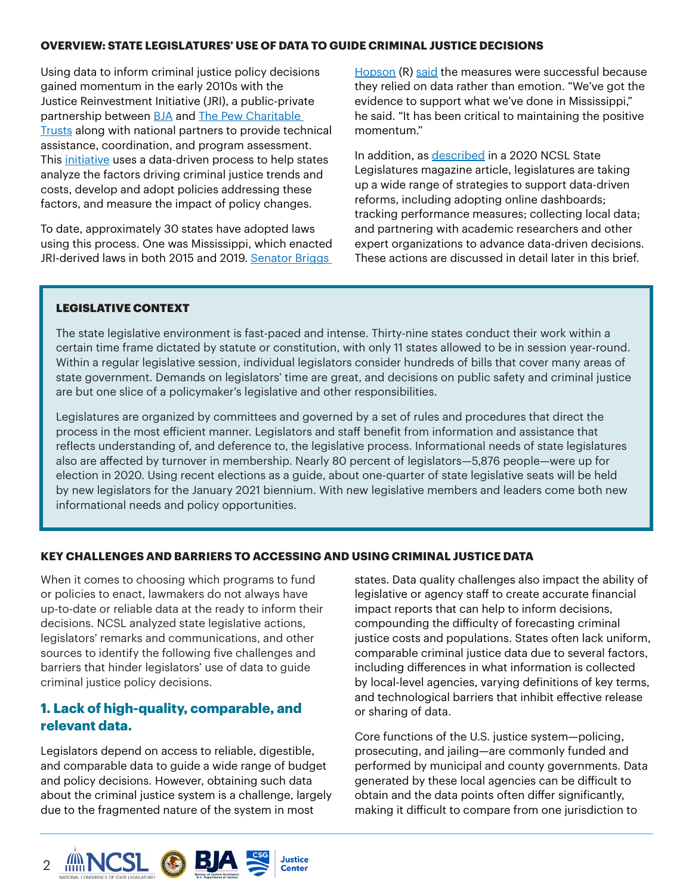## OVERVIEW: STATE LEGISLATURES' USE OF DATA TO GUIDE CRIMINAL JUSTICE DECISIONS

Using data to inform criminal justice policy decisions gained momentum in the early 2010s with the Justice Reinvestment Initiative (JRI), a public-private partnership between BJA and The Pew Charitable Trusts along with national partners to provide technical assistance, coordination, and program assessment. This initiative uses a data-driven process to help states analyze the factors driving criminal justice trends and costs, develop and adopt policies addressing these factors, and measure the impact of policy changes.

To date, approximately 30 states have adopted laws using this process. One was Mississippi, which enacted JRI-derived laws in both 2015 and 2019. Senator Briggs Hopson (R) said the measures were successful because they relied on data rather than emotion. "We've got the evidence to support what we've done in Mississippi," he said. "It has been critical to maintaining the positive momentum."

In addition, as described in a 2020 NCSL State Legislatures magazine article, legislatures are taking up a wide range of strategies to support data-driven reforms, including adopting online dashboards; tracking performance measures; collecting local data; and partnering with academic researchers and other expert organizations to advance data-driven decisions. These actions are discussed in detail later in this brief.

### LEGISLATIVE CONTEXT

The state legislative environment is fast-paced and intense. Thirty-nine states conduct their work within a certain time frame dictated by statute or constitution, with only 11 states allowed to be in session year-round. Within a regular legislative session, individual legislators consider hundreds of bills that cover many areas of state government. Demands on legislators' time are great, and decisions on public safety and criminal justice are but one slice of a policymaker's legislative and other responsibilities.

Legislatures are organized by committees and governed by a set of rules and procedures that direct the process in the most efficient manner. Legislators and staff benefit from information and assistance that reflects understanding of, and deference to, the legislative process. Informational needs of state legislatures also are affected by turnover in membership. Nearly 80 percent of legislators—5,876 people—were up for election in 2020. Using recent elections as a guide, about one-quarter of state legislative seats will be held by new legislators for the January 2021 biennium. With new legislative members and leaders come both new informational needs and policy opportunities.

## KEY CHALLENGES AND BARRIERS TO ACCESSING AND USING CRIMINAL JUSTICE DATA

When it comes to choosing which programs to fund or policies to enact, lawmakers do not always have up-to-date or reliable data at the ready to inform their decisions. NCSL analyzed state legislative actions, legislators' remarks and communications, and other sources to identify the following five challenges and barriers that hinder legislators' use of data to guide criminal justice policy decisions.

### 1. Lack of high-quality, comparable, and relevant data.

Legislators depend on access to reliable, digestible, and comparable data to guide a wide range of budget and policy decisions. However, obtaining such data about the criminal justice system is a challenge, largely due to the fragmented nature of the system in most states. Data quality challenges also impact the ability of legislative or agency staff to create accurate financial impact reports that can help to inform decisions, compounding the difficulty of forecasting criminal justice costs and populations. States often lack uniform, comparable criminal justice data due to several factors, including differences in what information is collected by local-level agencies, varying definitions of key terms, and technological barriers that inhibit effective release or sharing of data.

Core functions of the U.S. justice system—policing, prosecuting, and jailing—are commonly funded and performed by municipal and county governments. Data generated by these local agencies can be difficult to obtain and the data points often differ significantly, making it difficult to compare from one jurisdiction to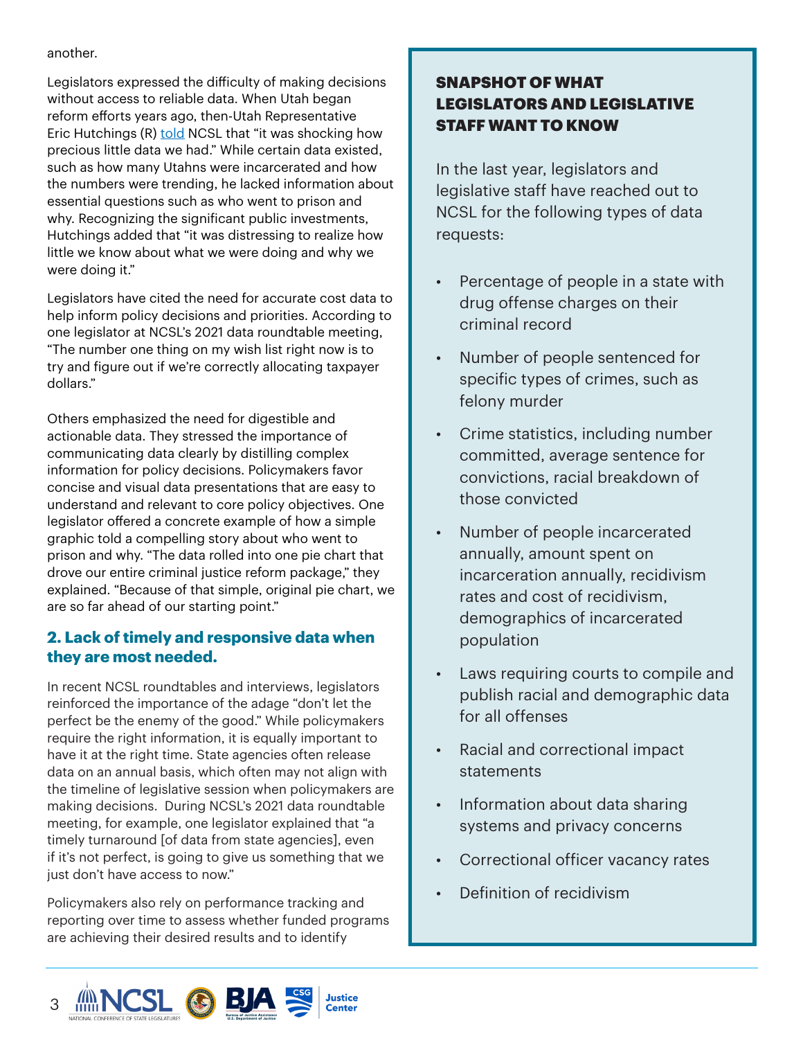another.

Legislators expressed the difficulty of making decisions without access to reliable data. When Utah began reform efforts years ago, then-Utah Representative Eric Hutchings (R) told NCSL that "it was shocking how precious little data we had." While certain data existed, such as how many Utahns were incarcerated and how the numbers were trending, he lacked information about essential questions such as who went to prison and why. Recognizing the significant public investments, Hutchings added that "it was distressing to realize how little we know about what we were doing and why we were doing it."

Legislators have cited the need for accurate cost data to help inform policy decisions and priorities. According to one legislator at NCSL's 2021 data roundtable meeting, "The number one thing on my wish list right now is to try and figure out if we're correctly allocating taxpayer dollars."

Others emphasized the need for digestible and actionable data. They stressed the importance of communicating data clearly by distilling complex information for policy decisions. Policymakers favor concise and visual data presentations that are easy to understand and relevant to core policy objectives. One legislator offered a concrete example of how a simple graphic told a compelling story about who went to prison and why. "The data rolled into one pie chart that drove our entire criminal justice reform package," they explained. "Because of that simple, original pie chart, we are so far ahead of our starting point."

### 2. Lack of timely and responsive data when they are most needed.

In recent NCSL roundtables and interviews, legislators reinforced the importance of the adage "don't let the perfect be the enemy of the good." While policymakers require the right information, it is equally important to have it at the right time. State agencies often release data on an annual basis, which often may not align with the timeline of legislative session when policymakers are making decisions. During NCSL's 2021 data roundtable meeting, for example, one legislator explained that "a timely turnaround [of data from state agencies], even if it's not perfect, is going to give us something that we just don't have access to now."

Policymakers also rely on performance tracking and reporting over time to assess whether funded programs are achieving their desired results and to identify

#### SNAPSHOT OF WHAT LEGISLATORS AND LEGISLATIVE STAFF WANT TO KNOW

In the last year, legislators and legislative staff have reached out to NCSL for the following types of data requests:

- Percentage of people in a state with drug offense charges on their criminal record
- Number of people sentenced for specific types of crimes, such as felony murder
- Crime statistics, including number committed, average sentence for convictions, racial breakdown of those convicted
- Number of people incarcerated annually, amount spent on incarceration annually, recidivism rates and cost of recidivism, demographics of incarcerated population
- Laws requiring courts to compile and publish racial and demographic data for all offenses
- Racial and correctional impact statements
- Information about data sharing systems and privacy concerns
- Correctional officer vacancy rates
- Definition of recidivism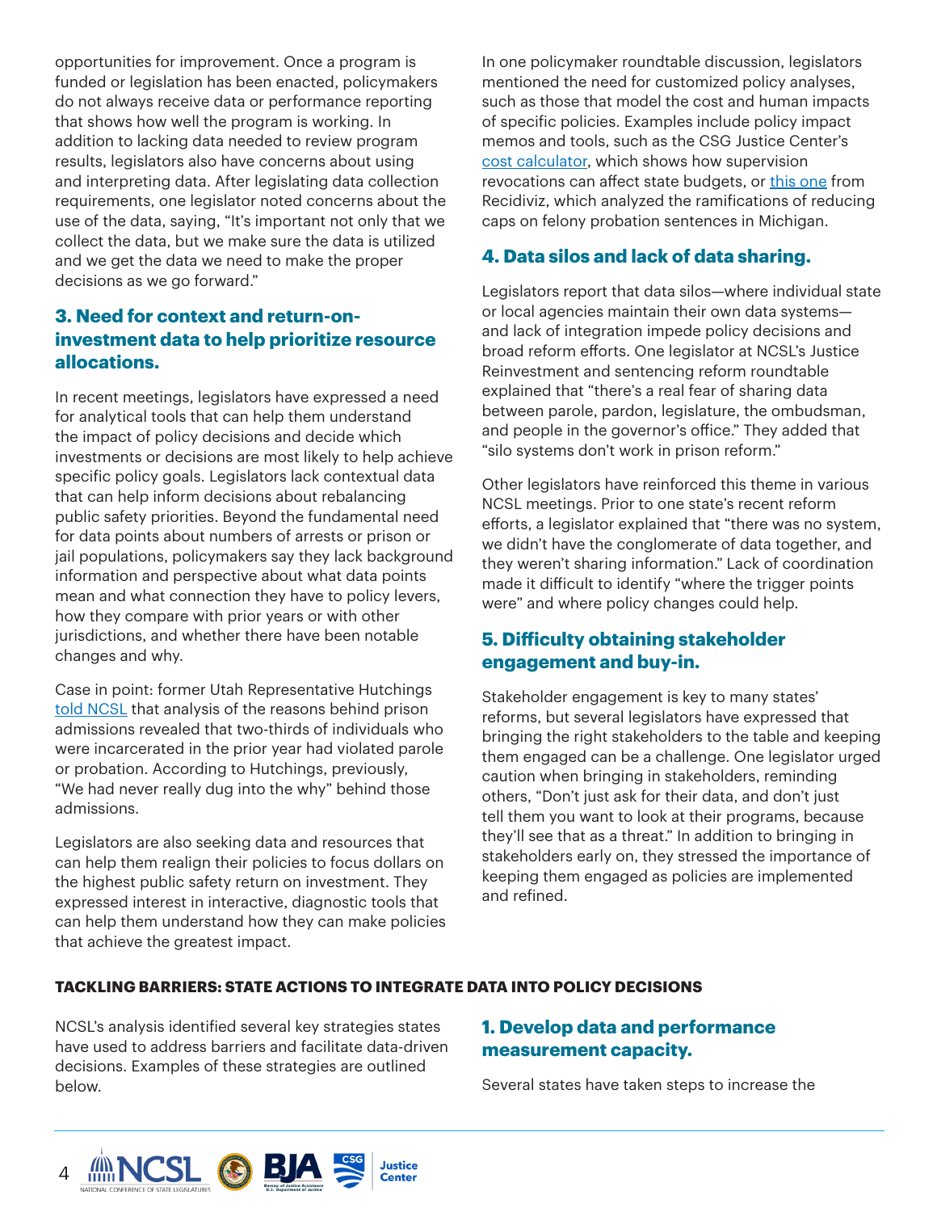opportunities for improvement. Once a program is funded or legislation has been enacted, policymakers do not always receive data or performance reporting that shows how well the program is working. In addition to lacking data needed to review program results, legislators also have concerns about using and interpreting data. After legislating data collection requirements, one legislator noted concerns about the use of the data, saying, "It's important not only that we collect the data, but we make sure the data is utilized and we get the data we need to make the proper decisions as we go forward."

### 3. Need for context and return-on-investment data to help prioritize resource allocations.

In recent meetings, legislators have expressed a need for analytical tools that can help them understand the impact of policy decisions and decide which investments or decisions are most likely to help achieve specific policy goals. Legislators lack contextual data that can help inform decisions about rebalancing public safety priorities. Beyond the fundamental need for data points about numbers of arrests or prison or jail populations, policymakers say they lack background information and perspective about what data points mean and what connection they have to policy levers, how they compare with prior years or with other jurisdictions, and whether there have been notable changes and why.

Case in point: former Utah Representative Hutchings told NCSL that analysis of the reasons behind prison admissions revealed that two-thirds of individuals who were incarcerated in the prior year had violated parole or probation. According to Hutchings, previously, "We had never really dug into the why" behind those admissions.

Legislators are also seeking data and resources that can help them realign their policies to focus dollars on the highest public safety return on investment. They expressed interest in interactive, diagnostic tools that can help them understand how they can make policies that achieve the greatest impact.

In one policymaker roundtable discussion, legislators mentioned the need for customized policy analyses, such as those that model the cost and human impacts of specific policies. Examples include policy impact memos and tools, such as the CSG Justice Center's cost calculator, which shows how supervision revocations can affect state budgets, or this one from Recidiviz, which analyzed the ramifications of reducing caps on felony probation sentences in Michigan.

### 4. Data silos and lack of data sharing.

Legislators report that data silos—where individual state or local agencies maintain their own data systems—and lack of integration impede policy decisions and broad reform efforts. One legislator at NCSL's Justice Reinvestment and sentencing reform roundtable explained that "there's a real fear of sharing data between parole, pardon, legislature, the ombudsman, and people in the governor's office." They added that "silo systems don't work in prison reform."

Other legislators have reinforced this theme in various NCSL meetings. Prior to one state's recent reform efforts, a legislator explained that "there was no system, we didn't have the conglomerate of data together, and they weren't sharing information." Lack of coordination made it difficult to identify "where the trigger points were" and where policy changes could help.

### 5. Difficulty obtaining stakeholder engagement and buy-in.

Stakeholder engagement is key to many states' reforms, but several legislators have expressed that bringing the right stakeholders to the table and keeping them engaged can be a challenge. One legislator urged caution when bringing in stakeholders, reminding others, "Don't just ask for their data, and don't just tell them you want to look at their programs, because they'll see that as a threat." In addition to bringing in stakeholders early on, they stressed the importance of keeping them engaged as policies are implemented and refined.

## TACKLING BARRIERS: STATE ACTIONS TO INTEGRATE DATA INTO POLICY DECISIONS

NCSL's analysis identified several key strategies states have used to address barriers and facilitate data-driven decisions. Examples of these strategies are outlined below.

### 1. Develop data and performance measurement capacity.

Several states have taken steps to increase the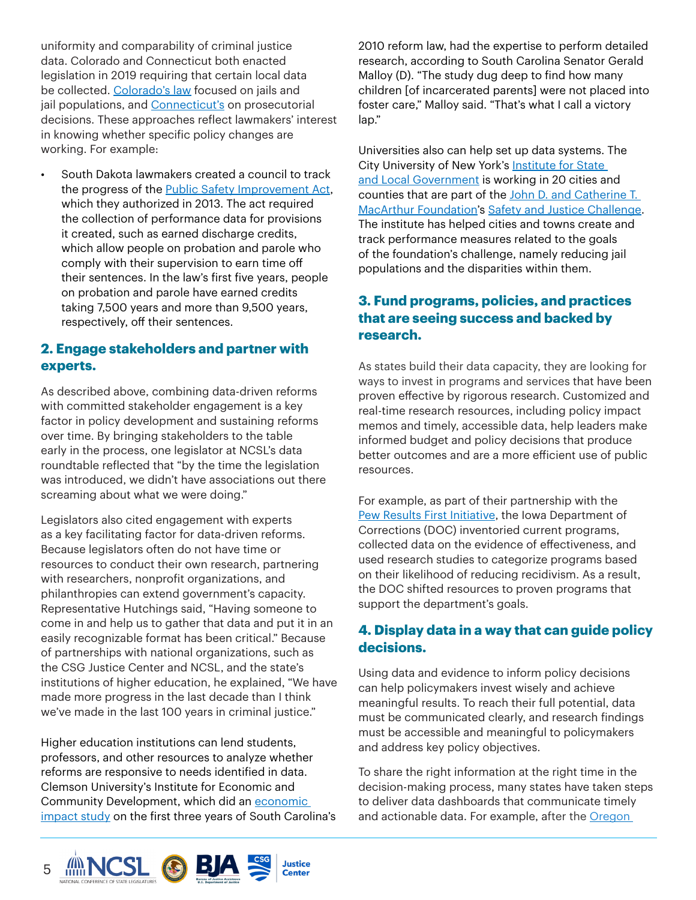uniformity and comparability of criminal justice data. Colorado and Connecticut both enacted legislation in 2019 requiring that certain local data be collected. Colorado's law focused on jails and jail populations, and Connecticut's on prosecutorial decisions. These approaches reflect lawmakers' interest in knowing whether specific policy changes are working. For example:

- South Dakota lawmakers created a council to track the progress of the Public Safety Improvement Act, which they authorized in 2013. The act required the collection of performance data for provisions it created, such as earned discharge credits, which allow people on probation and parole who comply with their supervision to earn time off their sentences. In the law's first five years, people on probation and parole have earned credits taking 7,500 years and more than 9,500 years, respectively, off their sentences.

## 2. Engage stakeholders and partner with experts.

As described above, combining data-driven reforms with committed stakeholder engagement is a key factor in policy development and sustaining reforms over time. By bringing stakeholders to the table early in the process, one legislator at NCSL's data roundtable reflected that "by the time the legislation was introduced, we didn't have associations out there screaming about what we were doing."

Legislators also cited engagement with experts as a key facilitating factor for data-driven reforms. Because legislators often do not have time or resources to conduct their own research, partnering with researchers, nonprofit organizations, and philanthropies can extend government's capacity. Representative Hutchings said, "Having someone to come in and help us to gather that data and put it in an easily recognizable format has been critical." Because of partnerships with national organizations, such as the CSG Justice Center and NCSL, and the state's institutions of higher education, he explained, "We have made more progress in the last decade than I think we've made in the last 100 years in criminal justice."

Higher education institutions can lend students, professors, and other resources to analyze whether reforms are responsive to needs identified in data. Clemson University's Institute for Economic and Community Development, which did an economic impact study on the first three years of South Carolina's 2010 reform law, had the expertise to perform detailed research, according to South Carolina Senator Gerald Malloy (D). "The study dug deep to find how many children [of incarcerated parents] were not placed into foster care," Malloy said. "That's what I call a victory lap."

Universities also can help set up data systems. The City University of New York's Institute for State and Local Government is working in 20 cities and counties that are part of the John D. and Catherine T. MacArthur Foundation's Safety and Justice Challenge. The institute has helped cities and towns create and track performance measures related to the goals of the foundation's challenge, namely reducing jail populations and the disparities within them.

## 3. Fund programs, policies, and practices that are seeing success and backed by research.

As states build their data capacity, they are looking for ways to invest in programs and services that have been proven effective by rigorous research. Customized and real-time research resources, including policy impact memos and timely, accessible data, help leaders make informed budget and policy decisions that produce better outcomes and are a more efficient use of public resources.

For example, as part of their partnership with the Pew Results First Initiative, the Iowa Department of Corrections (DOC) inventoried current programs, collected data on the evidence of effectiveness, and used research studies to categorize programs based on their likelihood of reducing recidivism. As a result, the DOC shifted resources to proven programs that support the department's goals.

## 4. Display data in a way that can guide policy decisions.

Using data and evidence to inform policy decisions can help policymakers invest wisely and achieve meaningful results. To reach their full potential, data must be communicated clearly, and research findings must be accessible and meaningful to policymakers and address key policy objectives.

To share the right information at the right time in the decision-making process, many states have taken steps to deliver data dashboards that communicate timely and actionable data. For example, after the Oregon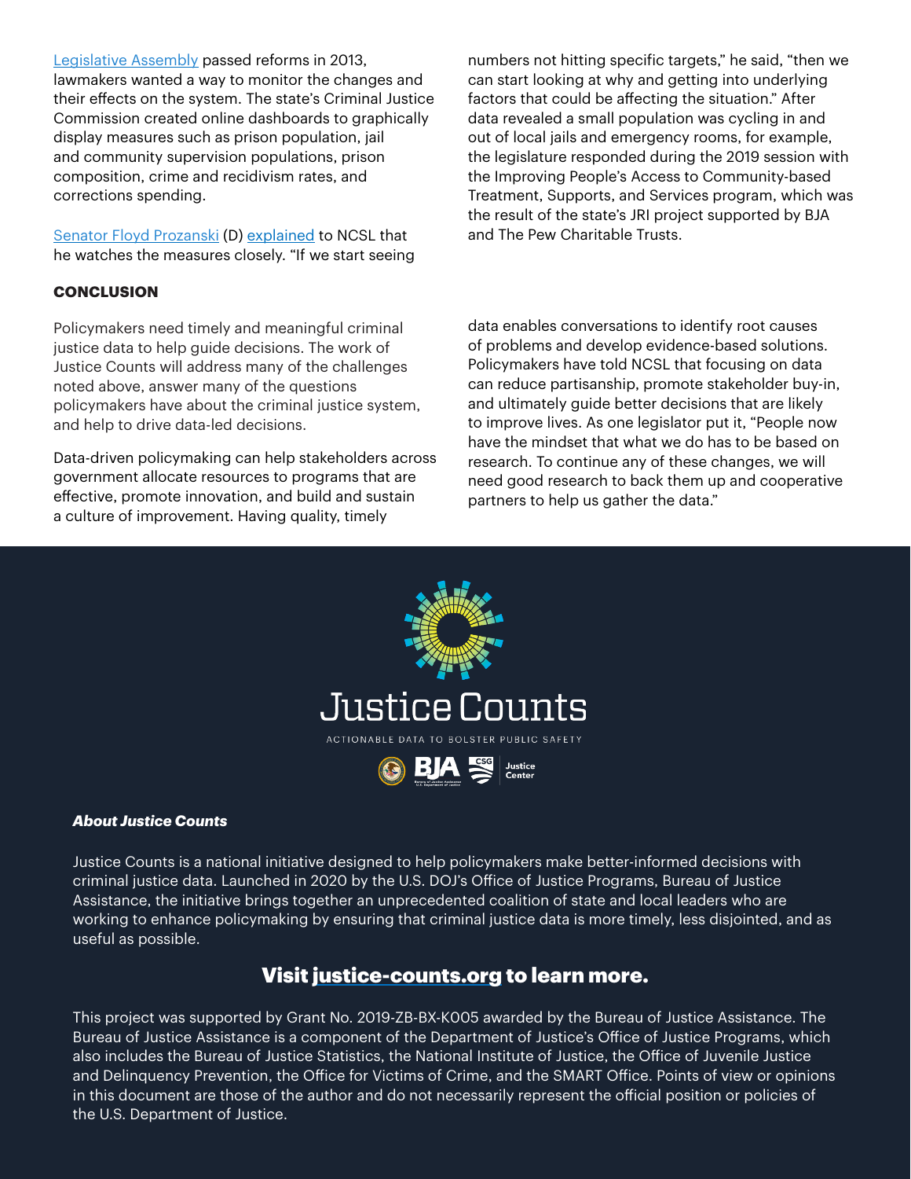Legislative Assembly passed reforms in 2013, lawmakers wanted a way to monitor the changes and their effects on the system. The state's Criminal Justice Commission created online dashboards to graphically display measures such as prison population, jail and community supervision populations, prison composition, crime and recidivism rates, and corrections spending.

Senator Floyd Prozanski (D) explained to NCSL that he watches the measures closely. "If we start seeing numbers not hitting specific targets," he said, "then we can start looking at why and getting into underlying factors that could be affecting the situation." After data revealed a small population was cycling in and out of local jails and emergency rooms, for example, the legislature responded during the 2019 session with the Improving People's Access to Community-based Treatment, Supports, and Services program, which was the result of the state's JRI project supported by BJA and The Pew Charitable Trusts.

**CONCLUSION**

Policymakers need timely and meaningful criminal justice data to help guide decisions. The work of Justice Counts will address many of the challenges noted above, answer many of the questions policymakers have about the criminal justice system, and help to drive data-led decisions.

Data-driven policymaking can help stakeholders across government allocate resources to programs that are effective, promote innovation, and build and sustain a culture of improvement. Having quality, timely data enables conversations to identify root causes of problems and develop evidence-based solutions. Policymakers have told NCSL that focusing on data can reduce partisanship, promote stakeholder buy-in, and ultimately guide better decisions that are likely to improve lives. As one legislator put it, "People now have the mindset that what we do has to be based on research. To continue any of these changes, we will need good research to back them up and cooperative partners to help us gather the data."

Justice Counts

ACTIONABLE DATA TO BOLSTER PUBLIC SAFETY

***About Justice Counts***

Justice Counts is a national initiative designed to help policymakers make better-informed decisions with criminal justice data. Launched in 2020 by the U.S. DOJ's Office of Justice Programs, Bureau of Justice Assistance, the initiative brings together an unprecedented coalition of state and local leaders who are working to enhance policymaking by ensuring that criminal justice data is more timely, less disjointed, and as useful as possible.

**Visit justice-counts.org to learn more.**

This project was supported by Grant No. 2019-ZB-BX-K005 awarded by the Bureau of Justice Assistance. The Bureau of Justice Assistance is a component of the Department of Justice's Office of Justice Programs, which also includes the Bureau of Justice Statistics, the National Institute of Justice, the Office of Juvenile Justice and Delinquency Prevention, the Office for Victims of Crime, and the SMART Office. Points of view or opinions in this document are those of the author and do not necessarily represent the official position or policies of the U.S. Department of Justice.